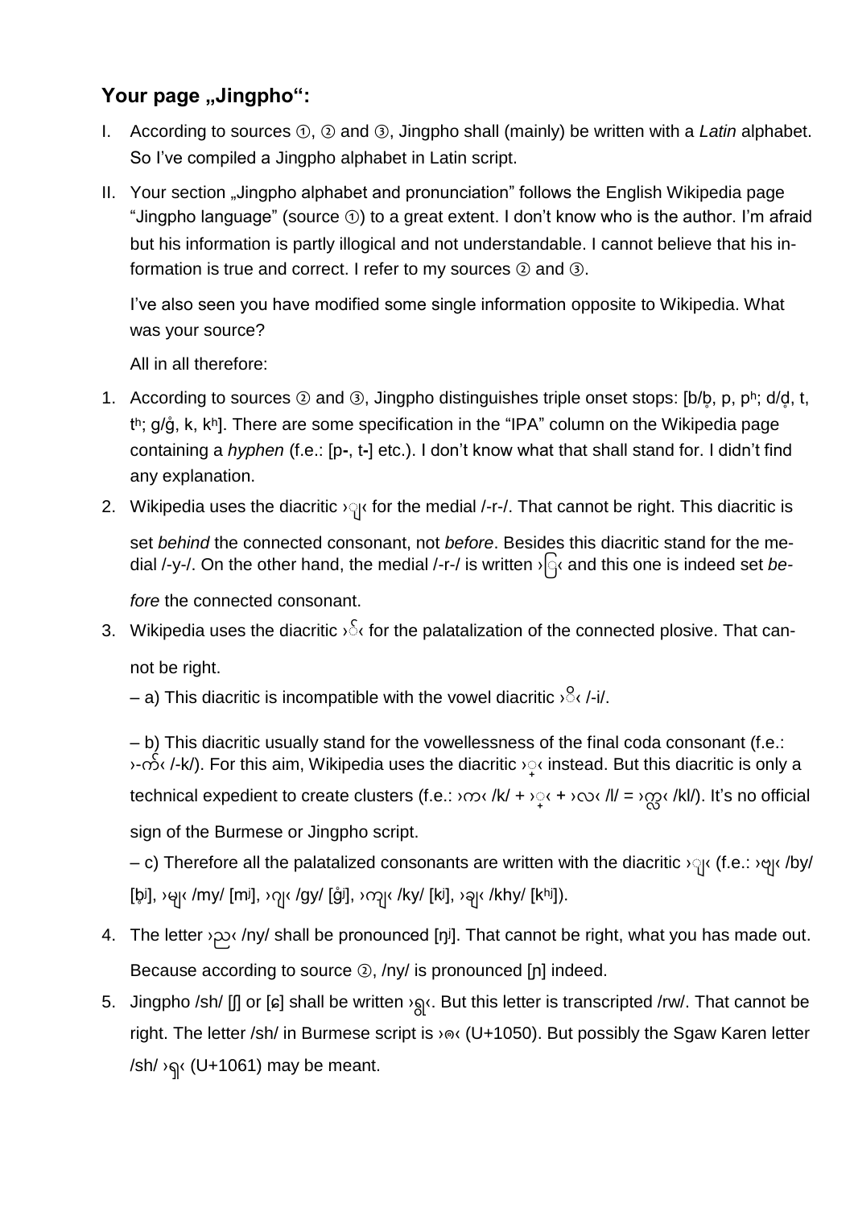## Your page „Jingpho“:

I. According to sources ①, ② and ③, Jingpho shall (mainly) be written with a *Latin* alphabet. So I've compiled a Jingpho alphabet in Latin script.

II. Your section „Jingpho alphabet and pronunciation" follows the English Wikipedia page "Jingpho language" (source ①) to a great extent. I don't know who is the author. I'm afraid but his information is partly illogical and not understandable. I cannot believe that his information is true and correct. I refer to my sources ② and ③.

   I've also seen you have modified some single information opposite to Wikipedia. What was your source?

   All in all therefore:

1. According to sources ② and ③, Jingpho distinguishes triple onset stops: [b/b̥, p, pʰ; d/d̥, t, tʰ; g/g̊, k, kʰ]. There are some specification in the "IPA" column on the Wikipedia page containing a *hyphen* (f.e.: [p-, t-] etc.). I don't know what that shall stand for. I didn't find any explanation.

2. Wikipedia uses the diacritic ›ျ‹ for the medial /-r-/. That cannot be right. This diacritic is set *behind* the connected consonant, not *before*. Besides this diacritic stand for the medial /-y-/. On the other hand, the medial /-r-/ is written ›ြ‹ and this one is indeed set *before* the connected consonant.

3. Wikipedia uses the diacritic ›်‹ for the palatalization of the connected plosive. That cannot be right.

   – a) This diacritic is incompatible with the vowel diacritic ›ိ‹ /-i/.

   – b) This diacritic usually stand for the vowellessness of the final coda consonant (f.e.: ›-က်‹ /-k/). For this aim, Wikipedia uses the diacritic ›္‹ instead. But this diacritic is only a technical expedient to create clusters (f.e.: ›က‹ /k/ + ›္‹ + ›လ‹ /l/ = ›က္လ‹ /kl/). It's no official sign of the Burmese or Jingpho script.

   – c) Therefore all the palatalized consonants are written with the diacritic ›ျ‹ (f.e.: ›ဗျ‹ /by/ [b̥ʲ], ›မျ‹ /my/ [mʲ], ›ဂျ‹ /gy/ [g̊ʲ], ›ကျ‹ /ky/ [kʲ], ›ချ‹ /khy/ [kʰʲ]).

4. The letter ›ည‹ /ny/ shall be pronounced [ŋʲ]. That cannot be right, what you has made out. Because according to source ②, /ny/ is pronounced [ɲ] indeed.

5. Jingpho /sh/ [ʃ] or [ɕ] shall be written ›ရွ‹. But this letter is transcripted /rw/. That cannot be right. The letter /sh/ in Burmese script is ›ၐ‹ (U+1050). But possibly the Sgaw Karen letter /sh/ ›ၡ‹ (U+1061) may be meant.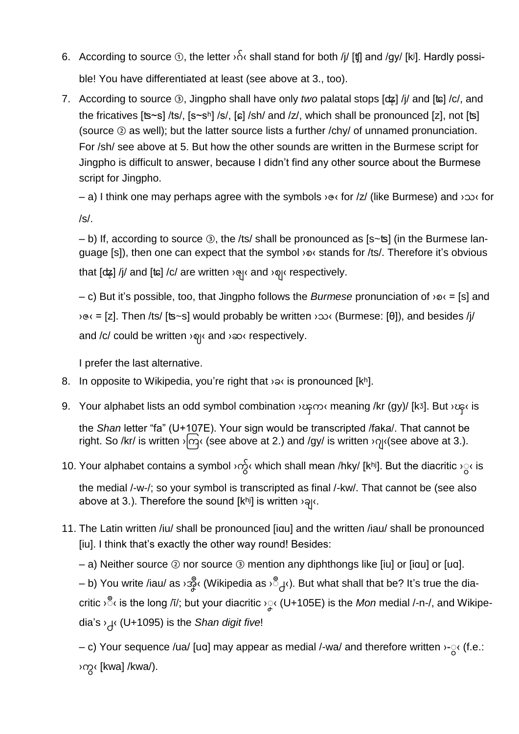6. According to source ①, the letter ›ၚ‹ shall stand for both /j/ [ʧ] and /gy/ [kʲ]. Hardly possible! You have differentiated at least (see above at 3., too).

7. According to source ③, Jingpho shall have only *two* palatal stops [ʥ̊] /j/ and [ʨ] /c/, and the fricatives [ʦ~s] /ts/, [s~sʰ] /s/, [ɕ] /sh/ and /z/, which shall be pronounced [z], not [ʦ] (source ② as well); but the latter source lists a further /chy/ of unnamed pronunciation. For /sh/ see above at 5. But how the other sounds are written in the Burmese script for Jingpho is difficult to answer, because I didn't find any other source about the Burmese script for Jingpho.

   – a) I think one may perhaps agree with the symbols ›ဇ‹ for /z/ (like Burmese) and ›သ‹ for /s/.

   – b) If, according to source ③, the /ts/ shall be pronounced as [s~ʦ] (in the Burmese language [s]), then one can expect that the symbol ›စ‹ stands for /ts/. Therefore it's obvious that [ʥ̊] /j/ and [ʨ] /c/ are written ›ဈျ‹ and ›ဈျ‹ respectively.

   – c) But it's possible, too, that Jingpho follows the *Burmese* pronunciation of ›စ‹ = [s] and ›ဇ‹ = [z]. Then /ts/ [ʦ~s] would probably be written ›သ‹ (Burmese: [θ]), and besides /j/ and /c/ could be written ›ဈျ‹ and ›ဆ‹ respectively.

   I prefer the last alternative.

8. In opposite to Wikipedia, you're right that ›ခ‹ is pronounced [kʰ].

9. Your alphabet lists an odd symbol combination ›ၾကာ‹ meaning /kr (gy)/ [kɜ]. But ›ၾ‹ is the *Shan* letter "fa" (U+107E). Your sign would be transcripted /faka/. That cannot be right. So /kr/ is written ›ကြ‹ (see above at 2.) and /gy/ is written ›ဂျ‹(see above at 3.).

10. Your alphabet contains a symbol ›ကွ်‹ which shall mean /hky/ [kʰʲ]. But the diacritic ›ွ‹ is the medial /-w-/; so your symbol is transcripted as final /-kw/. That cannot be (see also above at 3.). Therefore the sound [kʰʲ] is written ›ချ‹.

11. The Latin written /iu/ shall be pronounced [iɑu] and the written /iau/ shall be pronounced [iu]. I think that's exactly the other way round! Besides:

    – a) Neither source ② nor source ③ mention any diphthongs like [iu] or [iɑu] or [uɑ].

    – b) You write /iau/ as ›ဒ္ဓိ‹ (Wikipedia as ›ီ႕‹). But what shall that be? It's true the diacritic ›ီ‹ is the long /ī/; but your diacritic ›ၞ‹ (U+105E) is the *Mon* medial /-n-/, and Wikipedia's ›႕‹ (U+1095) is the *Shan digit five*!

    – c) Your sequence /ua/ [uɑ] may appear as medial /-wa/ and therefore written ›-ွ‹ (f.e.: ›ကွ‹ [kwa] /kwa/).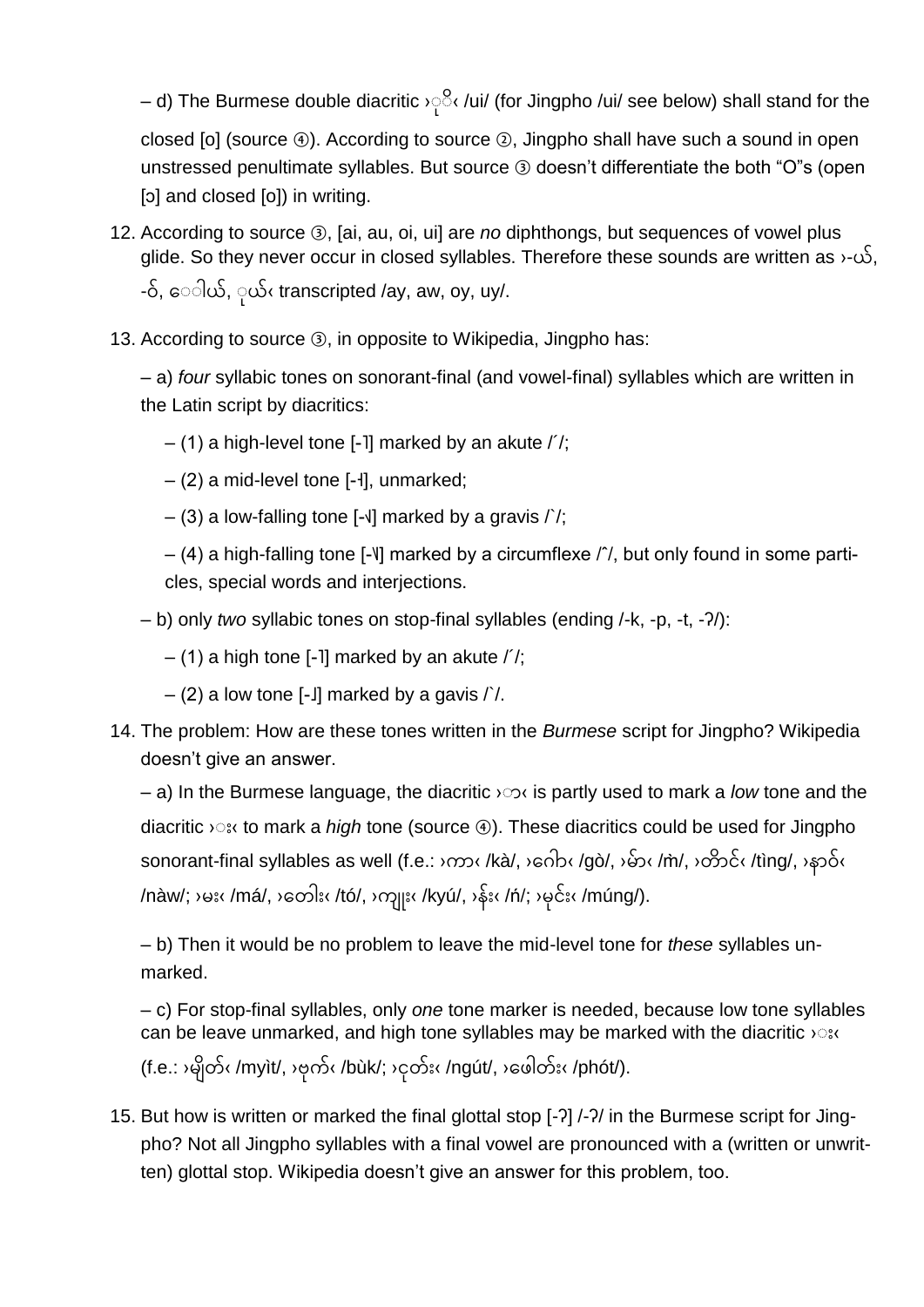– d) The Burmese double diacritic ›ုိ‹ /ui/ (for Jingpho /ui/ see below) shall stand for the closed [o] (source ④). According to source ②, Jingpho shall have such a sound in open unstressed penultimate syllables. But source ③ doesn't differentiate the both "O"s (open [ɔ] and closed [o]) in writing.

12. According to source ③, [ai, au, oi, ui] are *no* diphthongs, but sequences of vowel plus glide. So they never occur in closed syllables. Therefore these sounds are written as ›-ယ်, -ဝ်, ေါယ်, ုယ်‹ transcripted /ay, aw, oy, uy/.

13. According to source ③, in opposite to Wikipedia, Jingpho has:

– a) *four* syllabic tones on sonorant-final (and vowel-final) syllables which are written in the Latin script by diacritics:

– (1) a high-level tone [-˥] marked by an akute /´/;

– (2) a mid-level tone [-˧], unmarked;

– (3) a low-falling tone [-˨˩] marked by a gravis /`/;

– (4) a high-falling tone [-˥˩] marked by a circumflexe /ˆ/, but only found in some particles, special words and interjections.

– b) only *two* syllabic tones on stop-final syllables (ending /-k, -p, -t, -ʔ/):

– (1) a high tone [-˥] marked by an akute /´/;

– (2) a low tone [-˩] marked by a gavis /`/.

14. The problem: How are these tones written in the *Burmese* script for Jingpho? Wikipedia doesn't give an answer.

– a) In the Burmese language, the diacritic ›ာ‹ is partly used to mark a *low* tone and the diacritic ›း‹ to mark a *high* tone (source ④). These diacritics could be used for Jingpho sonorant-final syllables as well (f.e.: ›ကာ‹ /kà/, ›ဂေါ‹ /gò/, ›မ်ာ‹ /m̀/, ›တိင်ာ‹ /tìng/, ›နာဝ်‹ /nàw/; ›မး‹ /má/, ›တေါး‹ /tó/, ›ကျူး‹ /kyú/, ›န်း‹ /ń/; ›မုင်း‹ /múng/).

– b) Then it would be no problem to leave the mid-level tone for *these* syllables unmarked.

– c) For stop-final syllables, only *one* tone marker is needed, because low tone syllables can be leave unmarked, and high tone syllables may be marked with the diacritic ›း‹ (f.e.: ›မျိတ်‹ /myìt/, ›ဗုက်‹ /bùk/; ›ငုတ်း‹ /ngút/, ›ဖေါတ်း‹ /phót/).

15. But how is written or marked the final glottal stop [-ʔ] /-ʔ/ in the Burmese script for Jingpho? Not all Jingpho syllables with a final vowel are pronounced with a (written or unwritten) glottal stop. Wikipedia doesn't give an answer for this problem, too.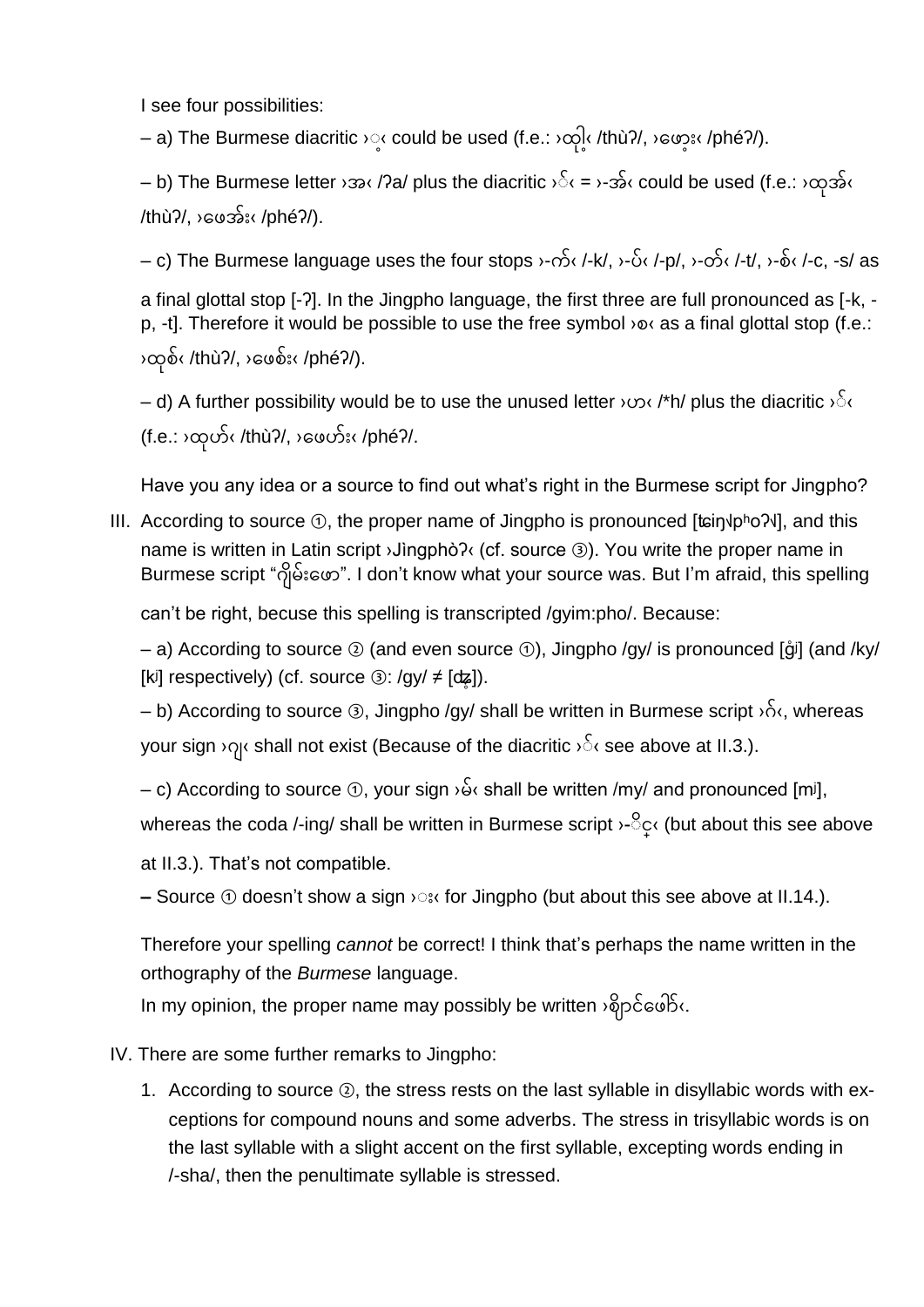I see four possibilities:

– a) The Burmese diacritic ›ှ‹ could be used (f.e.: ›ထုံ့‹ /thùʔ/, ›ဖေ့း‹ /phéʔ/).

– b) The Burmese letter ›အ‹ /ʔa/ plus the diacritic ›်‹ = ›-အ်‹ could be used (f.e.: ›ထုအ်‹ /thùʔ/, ›ဖေအ်း‹ /phéʔ/).

– c) The Burmese language uses the four stops ›-က်‹ /-k/, ›-ပ်‹ /-p/, ›-တ်‹ /-t/, ›-စ်‹ /-c, -s/ as a final glottal stop [-ʔ]. In the Jingpho language, the first three are full pronounced as [-k, -p, -t]. Therefore it would be possible to use the free symbol ›စ‹ as a final glottal stop (f.e.: ›ထုစ်‹ /thùʔ/, ›ဖေစ်း‹ /phéʔ/).

– d) A further possibility would be to use the unused letter ›ဟ‹ /*h/ plus the diacritic ›်‹ (f.e.: ›ထုဟ်‹ /thùʔ/, ›ဖေဟ်း‹ /phéʔ/.

Have you any idea or a source to find out what's right in the Burmese script for Jingpho?

III. According to source ①, the proper name of Jingpho is pronounced [tɕiŋ˩pʰoʔ˩], and this name is written in Latin script ›Jìngphòʔ‹ (cf. source ③). You write the proper name in Burmese script "ဂျိမ်းဖော". I don't know what your source was. But I'm afraid, this spelling can't be right, becuse this spelling is transcripted /gyim:pho/. Because:

– a) According to source ② (and even source ①), Jingpho /gy/ is pronounced [g̊ʲ] (and /ky/ [kʲ] respectively) (cf. source ③: /gy/ ≠ [dʑ̥]).

– b) According to source ③, Jingpho /gy/ shall be written in Burmese script ›ဂ်‹, whereas your sign ›ဂျ‹ shall not exist (Because of the diacritic ›်‹ see above at II.3.).

– c) According to source ①, your sign ›မ်‹ shall be written /my/ and pronounced [mʲ], whereas the coda /-ing/ shall be written in Burmese script ›-ိင္‹ (but about this see above at II.3.). That's not compatible.

**–** Source ① doesn't show a sign ›း‹ for Jingpho (but about this see above at II.14.).

Therefore your spelling *cannot* be correct! I think that's perhaps the name written in the orthography of the *Burmese* language.

In my opinion, the proper name may possibly be written ›စိုင်ဖေါ်‹.

IV. There are some further remarks to Jingpho:

1. According to source ②, the stress rests on the last syllable in disyllabic words with exceptions for compound nouns and some adverbs. The stress in trisyllabic words is on the last syllable with a slight accent on the first syllable, excepting words ending in /-sha/, then the penultimate syllable is stressed.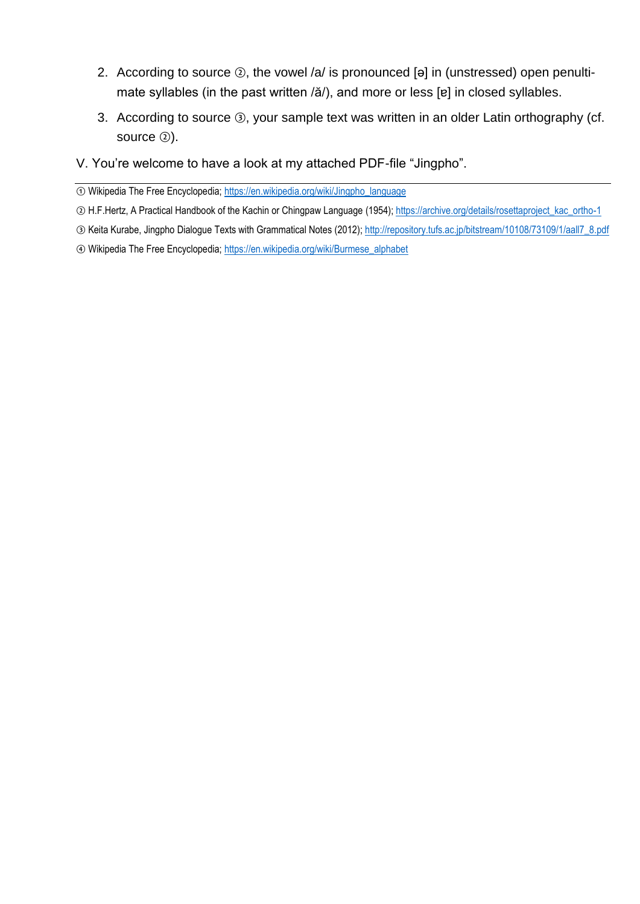2. According to source ②, the vowel /a/ is pronounced [ə] in (unstressed) open penultimate syllables (in the past written /ă/), and more or less [ɐ] in closed syllables.
3. According to source ③, your sample text was written in an older Latin orthography (cf. source ②).

V. You're welcome to have a look at my attached PDF-file "Jingpho".

---

① Wikipedia The Free Encyclopedia; https://en.wikipedia.org/wiki/Jingpho_language

② H.F.Hertz, A Practical Handbook of the Kachin or Chingpaw Language (1954); https://archive.org/details/rosettaproject_kac_ortho-1

③ Keita Kurabe, Jingpho Dialogue Texts with Grammatical Notes (2012); http://repository.tufs.ac.jp/bitstream/10108/73109/1/aall7_8.pdf

④ Wikipedia The Free Encyclopedia; https://en.wikipedia.org/wiki/Burmese_alphabet